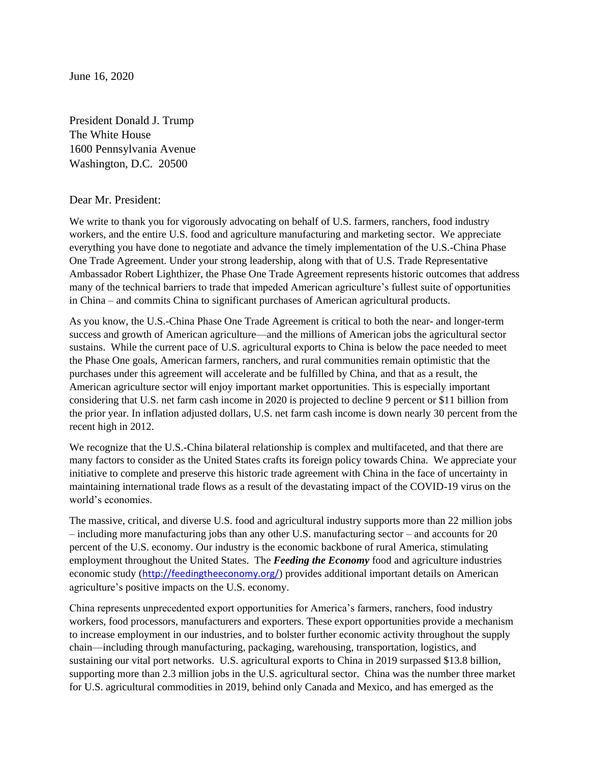June 16, 2020

President Donald J. Trump
The White House
1600 Pennsylvania Avenue
Washington, D.C. 20500

Dear Mr. President:

We write to thank you for vigorously advocating on behalf of U.S. farmers, ranchers, food industry workers, and the entire U.S. food and agriculture manufacturing and marketing sector. We appreciate everything you have done to negotiate and advance the timely implementation of the U.S.-China Phase One Trade Agreement. Under your strong leadership, along with that of U.S. Trade Representative Ambassador Robert Lighthizer, the Phase One Trade Agreement represents historic outcomes that address many of the technical barriers to trade that impeded American agriculture's fullest suite of opportunities in China – and commits China to significant purchases of American agricultural products.

As you know, the U.S.-China Phase One Trade Agreement is critical to both the near- and longer-term success and growth of American agriculture—and the millions of American jobs the agricultural sector sustains. While the current pace of U.S. agricultural exports to China is below the pace needed to meet the Phase One goals, American farmers, ranchers, and rural communities remain optimistic that the purchases under this agreement will accelerate and be fulfilled by China, and that as a result, the American agriculture sector will enjoy important market opportunities. This is especially important considering that U.S. net farm cash income in 2020 is projected to decline 9 percent or $11 billion from the prior year. In inflation adjusted dollars, U.S. net farm cash income is down nearly 30 percent from the recent high in 2012.

We recognize that the U.S.-China bilateral relationship is complex and multifaceted, and that there are many factors to consider as the United States crafts its foreign policy towards China. We appreciate your initiative to complete and preserve this historic trade agreement with China in the face of uncertainty in maintaining international trade flows as a result of the devastating impact of the COVID-19 virus on the world's economies.

The massive, critical, and diverse U.S. food and agricultural industry supports more than 22 million jobs – including more manufacturing jobs than any other U.S. manufacturing sector – and accounts for 20 percent of the U.S. economy. Our industry is the economic backbone of rural America, stimulating employment throughout the United States. The ***Feeding the Economy*** food and agriculture industries economic study (http://feedingtheeconomy.org/) provides additional important details on American agriculture's positive impacts on the U.S. economy.

China represents unprecedented export opportunities for America's farmers, ranchers, food industry workers, food processors, manufacturers and exporters. These export opportunities provide a mechanism to increase employment in our industries, and to bolster further economic activity throughout the supply chain—including through manufacturing, packaging, warehousing, transportation, logistics, and sustaining our vital port networks. U.S. agricultural exports to China in 2019 surpassed $13.8 billion, supporting more than 2.3 million jobs in the U.S. agricultural sector. China was the number three market for U.S. agricultural commodities in 2019, behind only Canada and Mexico, and has emerged as the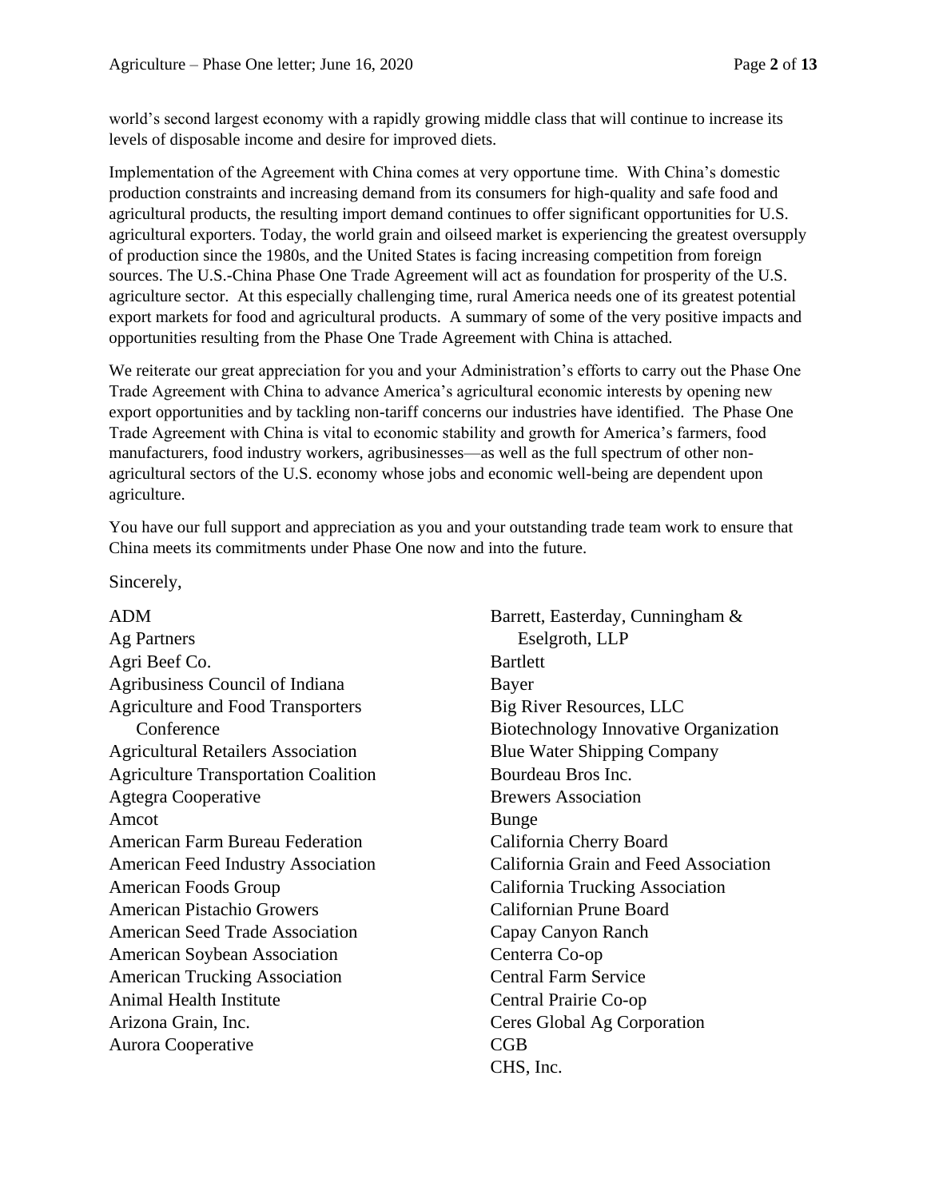world's second largest economy with a rapidly growing middle class that will continue to increase its levels of disposable income and desire for improved diets.

Implementation of the Agreement with China comes at very opportune time. With China's domestic production constraints and increasing demand from its consumers for high-quality and safe food and agricultural products, the resulting import demand continues to offer significant opportunities for U.S. agricultural exporters. Today, the world grain and oilseed market is experiencing the greatest oversupply of production since the 1980s, and the United States is facing increasing competition from foreign sources. The U.S.-China Phase One Trade Agreement will act as foundation for prosperity of the U.S. agriculture sector. At this especially challenging time, rural America needs one of its greatest potential export markets for food and agricultural products. A summary of some of the very positive impacts and opportunities resulting from the Phase One Trade Agreement with China is attached.

We reiterate our great appreciation for you and your Administration's efforts to carry out the Phase One Trade Agreement with China to advance America's agricultural economic interests by opening new export opportunities and by tackling non-tariff concerns our industries have identified. The Phase One Trade Agreement with China is vital to economic stability and growth for America's farmers, food manufacturers, food industry workers, agribusinesses—as well as the full spectrum of other non-agricultural sectors of the U.S. economy whose jobs and economic well-being are dependent upon agriculture.

You have our full support and appreciation as you and your outstanding trade team work to ensure that China meets its commitments under Phase One now and into the future.

Sincerely,

ADM  
Ag Partners  
Agri Beef Co.  
Agribusiness Council of Indiana  
Agriculture and Food Transporters Conference  
Agricultural Retailers Association  
Agriculture Transportation Coalition  
Agtegra Cooperative  
Amcot  
American Farm Bureau Federation  
American Feed Industry Association  
American Foods Group  
American Pistachio Growers  
American Seed Trade Association  
American Soybean Association  
American Trucking Association  
Animal Health Institute  
Arizona Grain, Inc.  
Aurora Cooperative  
Barrett, Easterday, Cunningham & Eselgroth, LLP  
Bartlett  
Bayer  
Big River Resources, LLC  
Biotechnology Innovative Organization  
Blue Water Shipping Company  
Bourdeau Bros Inc.  
Brewers Association  
Bunge  
California Cherry Board  
California Grain and Feed Association  
California Trucking Association  
Californian Prune Board  
Capay Canyon Ranch  
Centerra Co-op  
Central Farm Service  
Central Prairie Co-op  
Ceres Global Ag Corporation  
CGB  
CHS, Inc.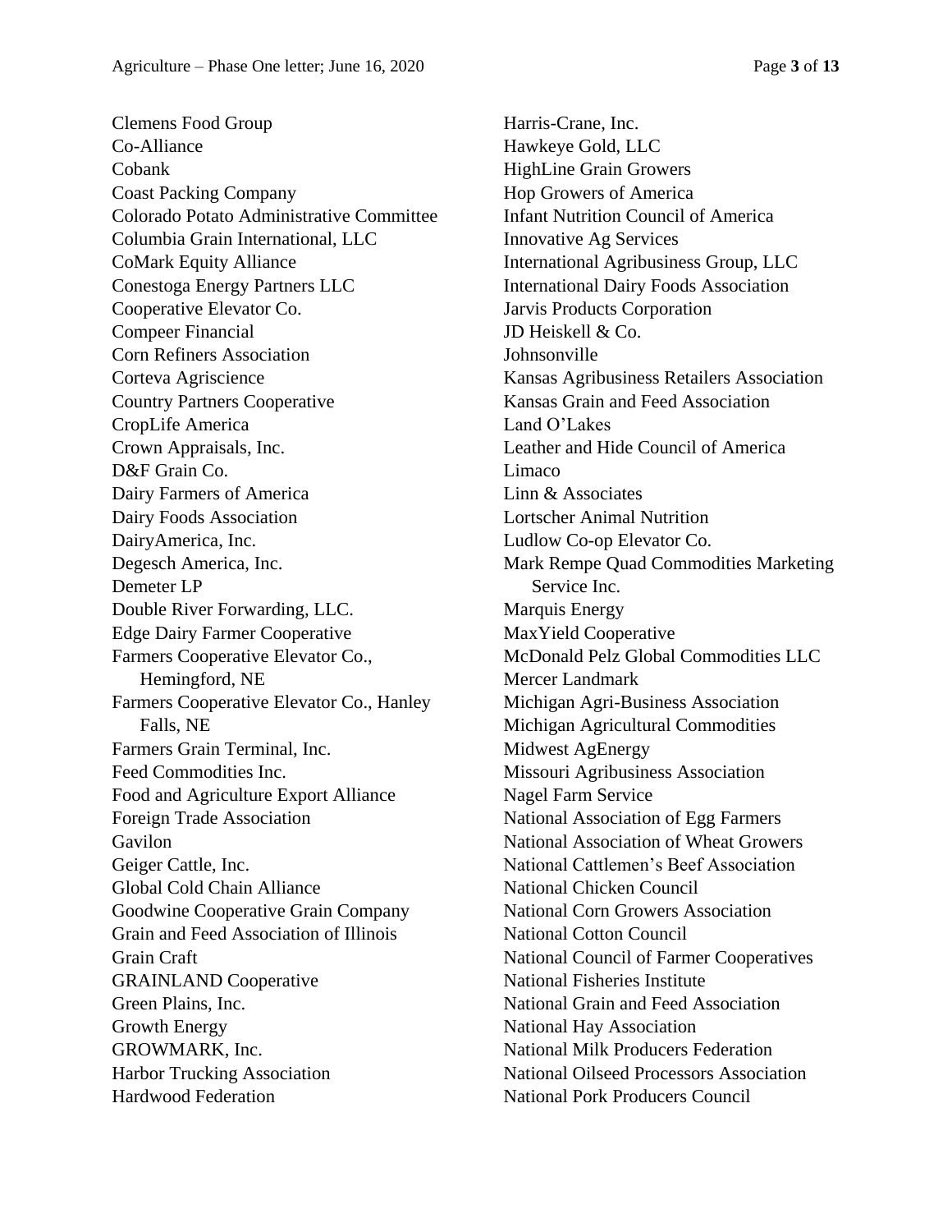Clemens Food Group
Co-Alliance
Cobank
Coast Packing Company
Colorado Potato Administrative Committee
Columbia Grain International, LLC
CoMark Equity Alliance
Conestoga Energy Partners LLC
Cooperative Elevator Co.
Compeer Financial
Corn Refiners Association
Corteva Agriscience
Country Partners Cooperative
CropLife America
Crown Appraisals, Inc.
D&F Grain Co.
Dairy Farmers of America
Dairy Foods Association
DairyAmerica, Inc.
Degesch America, Inc.
Demeter LP
Double River Forwarding, LLC.
Edge Dairy Farmer Cooperative
Farmers Cooperative Elevator Co., Hemingford, NE
Farmers Cooperative Elevator Co., Hanley Falls, NE
Farmers Grain Terminal, Inc.
Feed Commodities Inc.
Food and Agriculture Export Alliance
Foreign Trade Association
Gavilon
Geiger Cattle, Inc.
Global Cold Chain Alliance
Goodwine Cooperative Grain Company
Grain and Feed Association of Illinois
Grain Craft
GRAINLAND Cooperative
Green Plains, Inc.
Growth Energy
GROWMARK, Inc.
Harbor Trucking Association
Hardwood Federation
Harris-Crane, Inc.
Hawkeye Gold, LLC
HighLine Grain Growers
Hop Growers of America
Infant Nutrition Council of America
Innovative Ag Services
International Agribusiness Group, LLC
International Dairy Foods Association
Jarvis Products Corporation
JD Heiskell & Co.
Johnsonville
Kansas Agribusiness Retailers Association
Kansas Grain and Feed Association
Land O'Lakes
Leather and Hide Council of America
Limaco
Linn & Associates
Lortscher Animal Nutrition
Ludlow Co-op Elevator Co.
Mark Rempe Quad Commodities Marketing Service Inc.
Marquis Energy
MaxYield Cooperative
McDonald Pelz Global Commodities LLC
Mercer Landmark
Michigan Agri-Business Association
Michigan Agricultural Commodities
Midwest AgEnergy
Missouri Agribusiness Association
Nagel Farm Service
National Association of Egg Farmers
National Association of Wheat Growers
National Cattlemen's Beef Association
National Chicken Council
National Corn Growers Association
National Cotton Council
National Council of Farmer Cooperatives
National Fisheries Institute
National Grain and Feed Association
National Hay Association
National Milk Producers Federation
National Oilseed Processors Association
National Pork Producers Council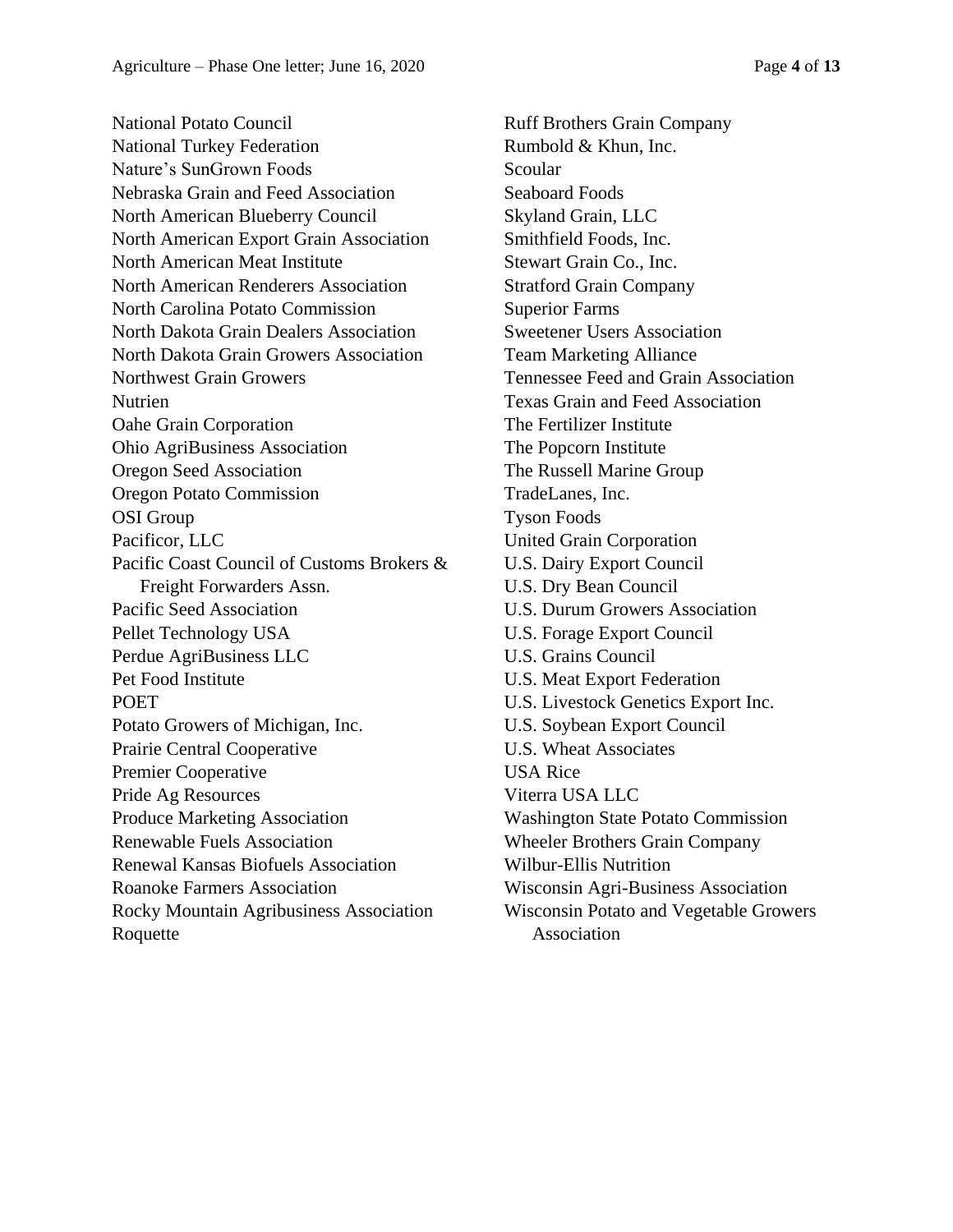National Potato Council
National Turkey Federation
Nature's SunGrown Foods
Nebraska Grain and Feed Association
North American Blueberry Council
North American Export Grain Association
North American Meat Institute
North American Renderers Association
North Carolina Potato Commission
North Dakota Grain Dealers Association
North Dakota Grain Growers Association
Northwest Grain Growers
Nutrien
Oahe Grain Corporation
Ohio AgriBusiness Association
Oregon Seed Association
Oregon Potato Commission
OSI Group
Pacificor, LLC
Pacific Coast Council of Customs Brokers & Freight Forwarders Assn.
Pacific Seed Association
Pellet Technology USA
Perdue AgriBusiness LLC
Pet Food Institute
POET
Potato Growers of Michigan, Inc.
Prairie Central Cooperative
Premier Cooperative
Pride Ag Resources
Produce Marketing Association
Renewable Fuels Association
Renewal Kansas Biofuels Association
Roanoke Farmers Association
Rocky Mountain Agribusiness Association
Roquette
Ruff Brothers Grain Company
Rumbold & Khun, Inc.
Scoular
Seaboard Foods
Skyland Grain, LLC
Smithfield Foods, Inc.
Stewart Grain Co., Inc.
Stratford Grain Company
Superior Farms
Sweetener Users Association
Team Marketing Alliance
Tennessee Feed and Grain Association
Texas Grain and Feed Association
The Fertilizer Institute
The Popcorn Institute
The Russell Marine Group
TradeLanes, Inc.
Tyson Foods
United Grain Corporation
U.S. Dairy Export Council
U.S. Dry Bean Council
U.S. Durum Growers Association
U.S. Forage Export Council
U.S. Grains Council
U.S. Meat Export Federation
U.S. Livestock Genetics Export Inc.
U.S. Soybean Export Council
U.S. Wheat Associates
USA Rice
Viterra USA LLC
Washington State Potato Commission
Wheeler Brothers Grain Company
Wilbur-Ellis Nutrition
Wisconsin Agri-Business Association
Wisconsin Potato and Vegetable Growers Association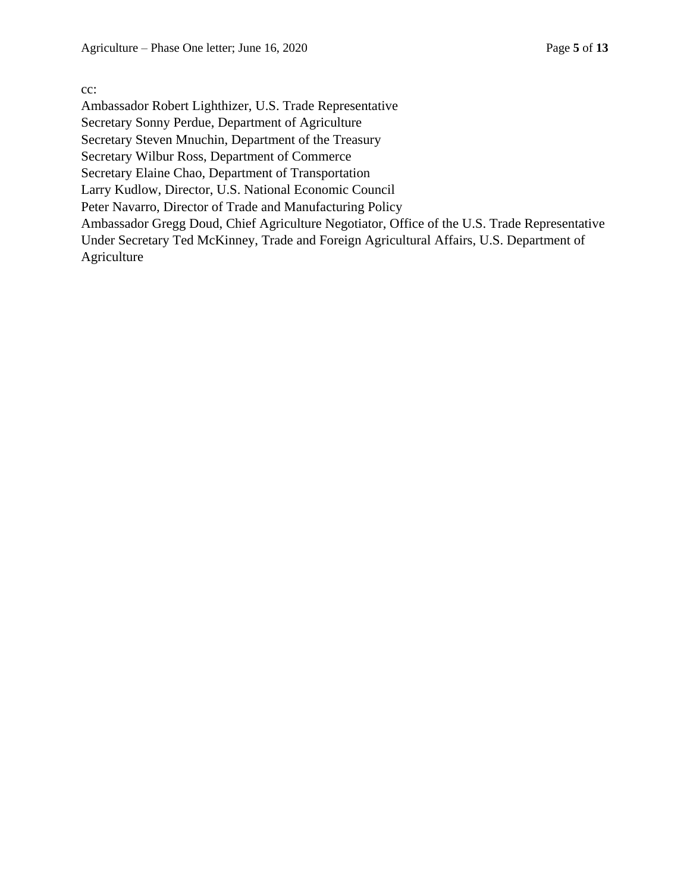cc:

Ambassador Robert Lighthizer, U.S. Trade Representative
Secretary Sonny Perdue, Department of Agriculture
Secretary Steven Mnuchin, Department of the Treasury
Secretary Wilbur Ross, Department of Commerce
Secretary Elaine Chao, Department of Transportation
Larry Kudlow, Director, U.S. National Economic Council
Peter Navarro, Director of Trade and Manufacturing Policy
Ambassador Gregg Doud, Chief Agriculture Negotiator, Office of the U.S. Trade Representative
Under Secretary Ted McKinney, Trade and Foreign Agricultural Affairs, U.S. Department of Agriculture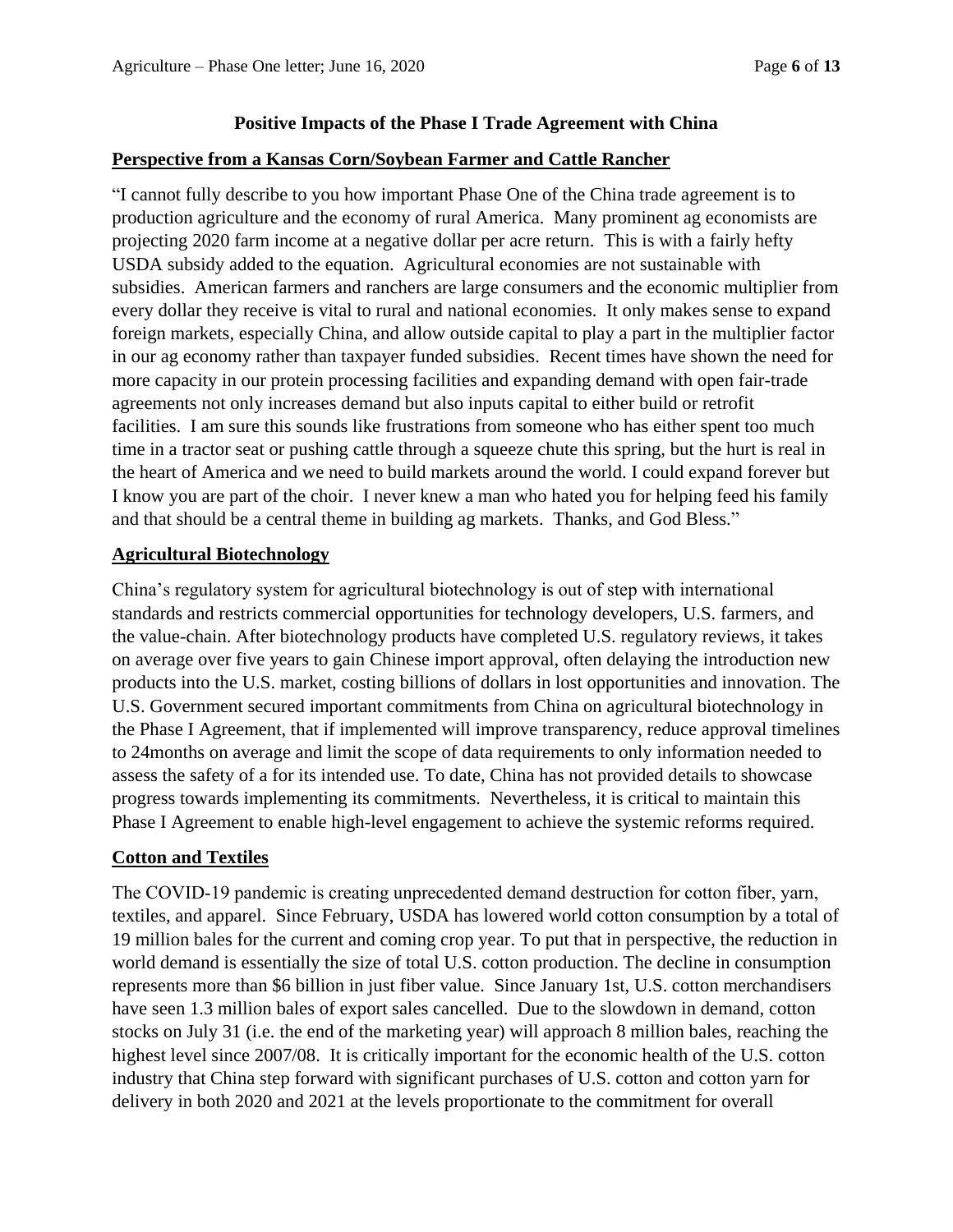**Positive Impacts of the Phase I Trade Agreement with China**

**Perspective from a Kansas Corn/Soybean Farmer and Cattle Rancher**

"I cannot fully describe to you how important Phase One of the China trade agreement is to production agriculture and the economy of rural America. Many prominent ag economists are projecting 2020 farm income at a negative dollar per acre return. This is with a fairly hefty USDA subsidy added to the equation. Agricultural economies are not sustainable with subsidies. American farmers and ranchers are large consumers and the economic multiplier from every dollar they receive is vital to rural and national economies. It only makes sense to expand foreign markets, especially China, and allow outside capital to play a part in the multiplier factor in our ag economy rather than taxpayer funded subsidies. Recent times have shown the need for more capacity in our protein processing facilities and expanding demand with open fair-trade agreements not only increases demand but also inputs capital to either build or retrofit facilities. I am sure this sounds like frustrations from someone who has either spent too much time in a tractor seat or pushing cattle through a squeeze chute this spring, but the hurt is real in the heart of America and we need to build markets around the world. I could expand forever but I know you are part of the choir. I never knew a man who hated you for helping feed his family and that should be a central theme in building ag markets. Thanks, and God Bless."

**Agricultural Biotechnology**

China's regulatory system for agricultural biotechnology is out of step with international standards and restricts commercial opportunities for technology developers, U.S. farmers, and the value-chain. After biotechnology products have completed U.S. regulatory reviews, it takes on average over five years to gain Chinese import approval, often delaying the introduction new products into the U.S. market, costing billions of dollars in lost opportunities and innovation. The U.S. Government secured important commitments from China on agricultural biotechnology in the Phase I Agreement, that if implemented will improve transparency, reduce approval timelines to 24months on average and limit the scope of data requirements to only information needed to assess the safety of a for its intended use. To date, China has not provided details to showcase progress towards implementing its commitments. Nevertheless, it is critical to maintain this Phase I Agreement to enable high-level engagement to achieve the systemic reforms required.

**Cotton and Textiles**

The COVID-19 pandemic is creating unprecedented demand destruction for cotton fiber, yarn, textiles, and apparel. Since February, USDA has lowered world cotton consumption by a total of 19 million bales for the current and coming crop year. To put that in perspective, the reduction in world demand is essentially the size of total U.S. cotton production. The decline in consumption represents more than $6 billion in just fiber value. Since January 1st, U.S. cotton merchandisers have seen 1.3 million bales of export sales cancelled. Due to the slowdown in demand, cotton stocks on July 31 (i.e. the end of the marketing year) will approach 8 million bales, reaching the highest level since 2007/08. It is critically important for the economic health of the U.S. cotton industry that China step forward with significant purchases of U.S. cotton and cotton yarn for delivery in both 2020 and 2021 at the levels proportionate to the commitment for overall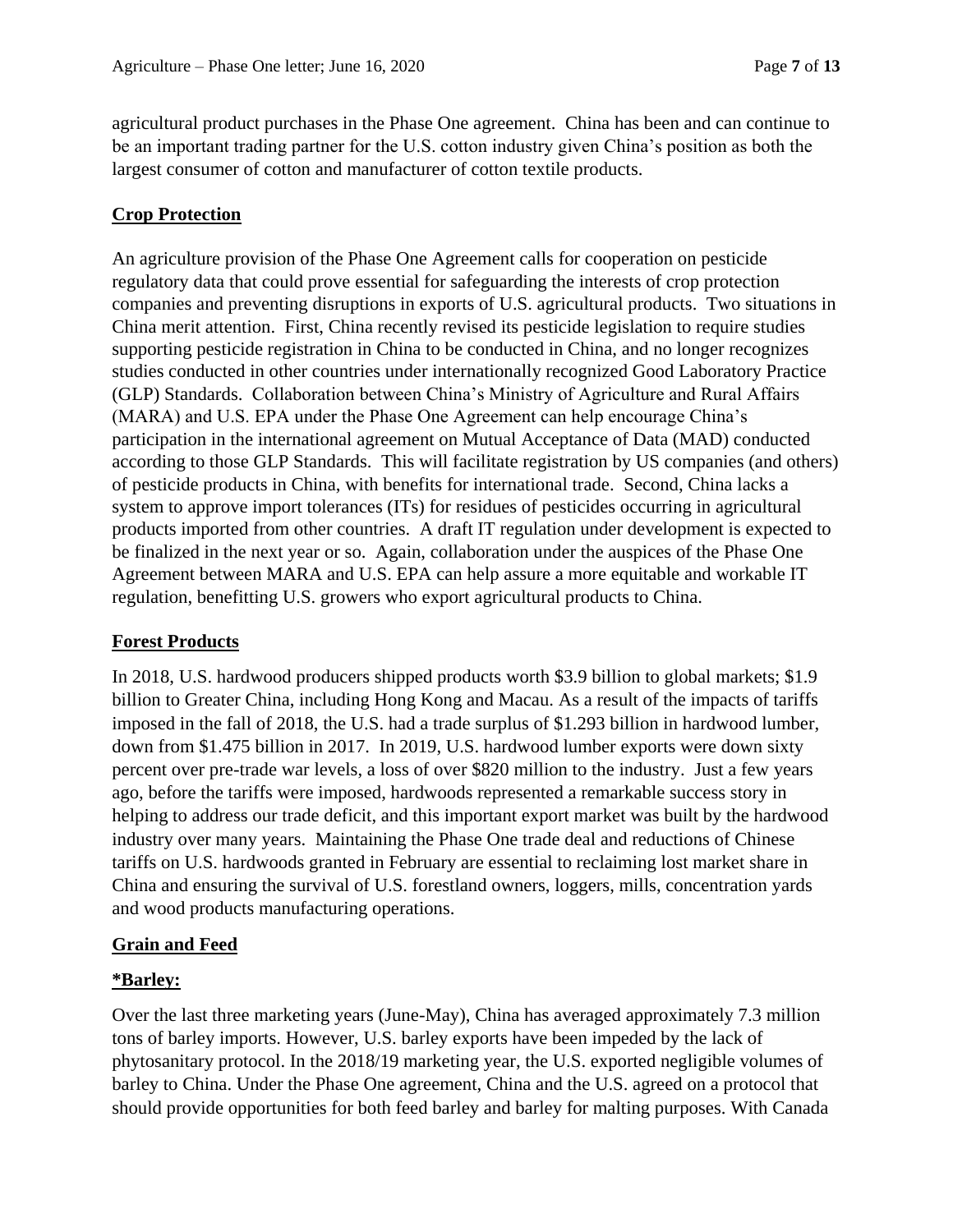agricultural product purchases in the Phase One agreement. China has been and can continue to be an important trading partner for the U.S. cotton industry given China's position as both the largest consumer of cotton and manufacturer of cotton textile products.

## Crop Protection

An agriculture provision of the Phase One Agreement calls for cooperation on pesticide regulatory data that could prove essential for safeguarding the interests of crop protection companies and preventing disruptions in exports of U.S. agricultural products. Two situations in China merit attention. First, China recently revised its pesticide legislation to require studies supporting pesticide registration in China to be conducted in China, and no longer recognizes studies conducted in other countries under internationally recognized Good Laboratory Practice (GLP) Standards. Collaboration between China's Ministry of Agriculture and Rural Affairs (MARA) and U.S. EPA under the Phase One Agreement can help encourage China's participation in the international agreement on Mutual Acceptance of Data (MAD) conducted according to those GLP Standards. This will facilitate registration by US companies (and others) of pesticide products in China, with benefits for international trade. Second, China lacks a system to approve import tolerances (ITs) for residues of pesticides occurring in agricultural products imported from other countries. A draft IT regulation under development is expected to be finalized in the next year or so. Again, collaboration under the auspices of the Phase One Agreement between MARA and U.S. EPA can help assure a more equitable and workable IT regulation, benefitting U.S. growers who export agricultural products to China.

## Forest Products

In 2018, U.S. hardwood producers shipped products worth $3.9 billion to global markets; $1.9 billion to Greater China, including Hong Kong and Macau. As a result of the impacts of tariffs imposed in the fall of 2018, the U.S. had a trade surplus of $1.293 billion in hardwood lumber, down from $1.475 billion in 2017. In 2019, U.S. hardwood lumber exports were down sixty percent over pre-trade war levels, a loss of over $820 million to the industry. Just a few years ago, before the tariffs were imposed, hardwoods represented a remarkable success story in helping to address our trade deficit, and this important export market was built by the hardwood industry over many years. Maintaining the Phase One trade deal and reductions of Chinese tariffs on U.S. hardwoods granted in February are essential to reclaiming lost market share in China and ensuring the survival of U.S. forestland owners, loggers, mills, concentration yards and wood products manufacturing operations.

## Grain and Feed

### *Barley:

Over the last three marketing years (June-May), China has averaged approximately 7.3 million tons of barley imports. However, U.S. barley exports have been impeded by the lack of phytosanitary protocol. In the 2018/19 marketing year, the U.S. exported negligible volumes of barley to China. Under the Phase One agreement, China and the U.S. agreed on a protocol that should provide opportunities for both feed barley and barley for malting purposes. With Canada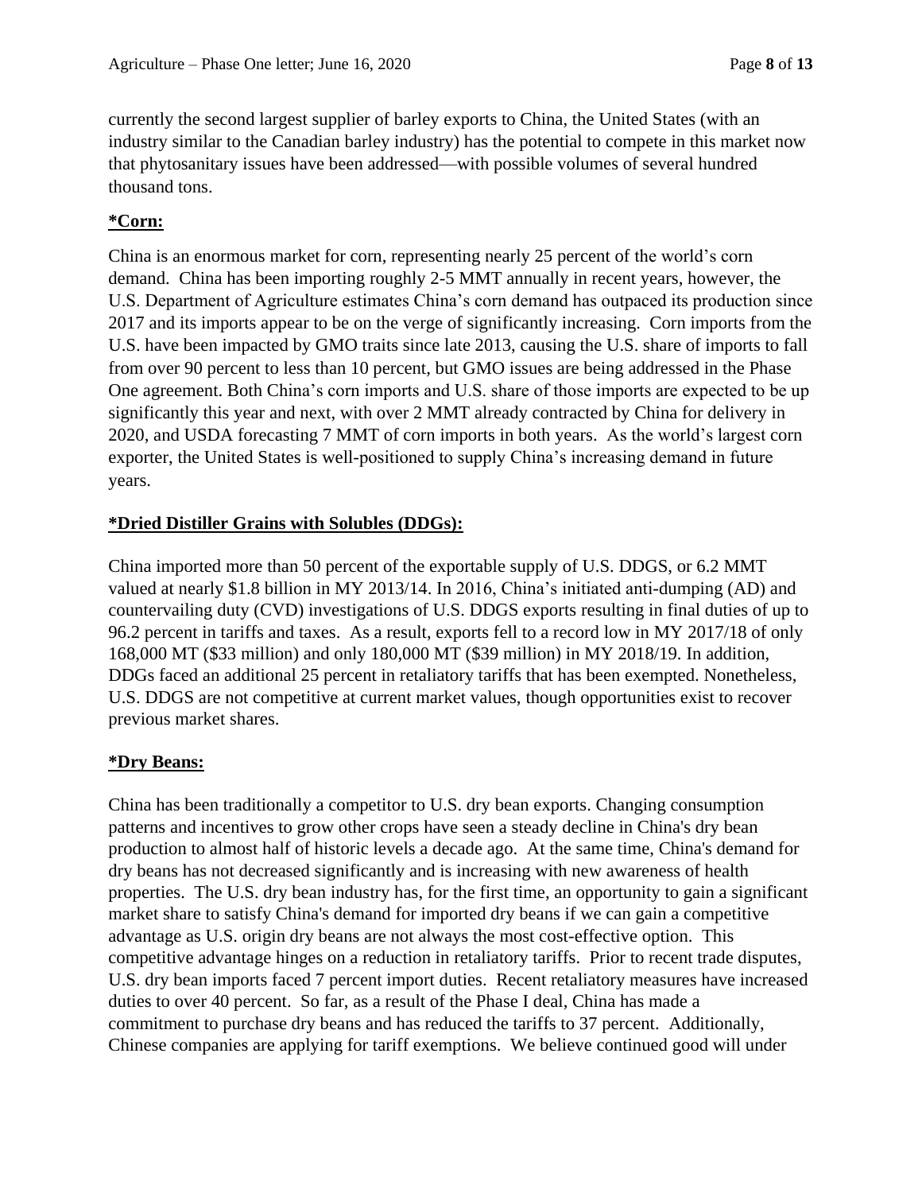currently the second largest supplier of barley exports to China, the United States (with an industry similar to the Canadian barley industry) has the potential to compete in this market now that phytosanitary issues have been addressed—with possible volumes of several hundred thousand tons.

**\*Corn:**

China is an enormous market for corn, representing nearly 25 percent of the world's corn demand. China has been importing roughly 2-5 MMT annually in recent years, however, the U.S. Department of Agriculture estimates China's corn demand has outpaced its production since 2017 and its imports appear to be on the verge of significantly increasing. Corn imports from the U.S. have been impacted by GMO traits since late 2013, causing the U.S. share of imports to fall from over 90 percent to less than 10 percent, but GMO issues are being addressed in the Phase One agreement. Both China's corn imports and U.S. share of those imports are expected to be up significantly this year and next, with over 2 MMT already contracted by China for delivery in 2020, and USDA forecasting 7 MMT of corn imports in both years. As the world's largest corn exporter, the United States is well-positioned to supply China's increasing demand in future years.

**\*Dried Distiller Grains with Solubles (DDGs):**

China imported more than 50 percent of the exportable supply of U.S. DDGS, or 6.2 MMT valued at nearly $1.8 billion in MY 2013/14. In 2016, China's initiated anti-dumping (AD) and countervailing duty (CVD) investigations of U.S. DDGS exports resulting in final duties of up to 96.2 percent in tariffs and taxes. As a result, exports fell to a record low in MY 2017/18 of only 168,000 MT ($33 million) and only 180,000 MT ($39 million) in MY 2018/19. In addition, DDGs faced an additional 25 percent in retaliatory tariffs that has been exempted. Nonetheless, U.S. DDGS are not competitive at current market values, though opportunities exist to recover previous market shares.

**\*Dry Beans:**

China has been traditionally a competitor to U.S. dry bean exports. Changing consumption patterns and incentives to grow other crops have seen a steady decline in China's dry bean production to almost half of historic levels a decade ago. At the same time, China's demand for dry beans has not decreased significantly and is increasing with new awareness of health properties. The U.S. dry bean industry has, for the first time, an opportunity to gain a significant market share to satisfy China's demand for imported dry beans if we can gain a competitive advantage as U.S. origin dry beans are not always the most cost-effective option. This competitive advantage hinges on a reduction in retaliatory tariffs. Prior to recent trade disputes, U.S. dry bean imports faced 7 percent import duties. Recent retaliatory measures have increased duties to over 40 percent. So far, as a result of the Phase I deal, China has made a commitment to purchase dry beans and has reduced the tariffs to 37 percent. Additionally, Chinese companies are applying for tariff exemptions. We believe continued good will under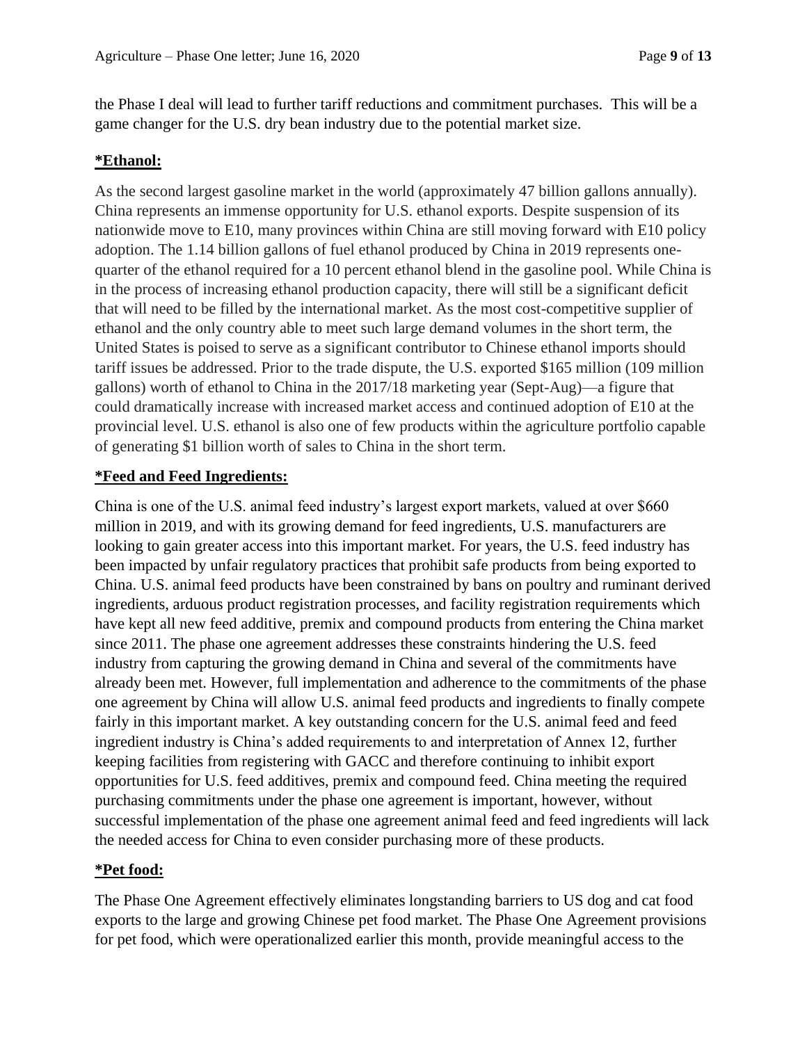the Phase I deal will lead to further tariff reductions and commitment purchases. This will be a game changer for the U.S. dry bean industry due to the potential market size.

**\*Ethanol:**

As the second largest gasoline market in the world (approximately 47 billion gallons annually). China represents an immense opportunity for U.S. ethanol exports. Despite suspension of its nationwide move to E10, many provinces within China are still moving forward with E10 policy adoption. The 1.14 billion gallons of fuel ethanol produced by China in 2019 represents one-quarter of the ethanol required for a 10 percent ethanol blend in the gasoline pool. While China is in the process of increasing ethanol production capacity, there will still be a significant deficit that will need to be filled by the international market. As the most cost-competitive supplier of ethanol and the only country able to meet such large demand volumes in the short term, the United States is poised to serve as a significant contributor to Chinese ethanol imports should tariff issues be addressed. Prior to the trade dispute, the U.S. exported $165 million (109 million gallons) worth of ethanol to China in the 2017/18 marketing year (Sept-Aug)—a figure that could dramatically increase with increased market access and continued adoption of E10 at the provincial level. U.S. ethanol is also one of few products within the agriculture portfolio capable of generating $1 billion worth of sales to China in the short term.

**\*Feed and Feed Ingredients:**

China is one of the U.S. animal feed industry's largest export markets, valued at over $660 million in 2019, and with its growing demand for feed ingredients, U.S. manufacturers are looking to gain greater access into this important market. For years, the U.S. feed industry has been impacted by unfair regulatory practices that prohibit safe products from being exported to China. U.S. animal feed products have been constrained by bans on poultry and ruminant derived ingredients, arduous product registration processes, and facility registration requirements which have kept all new feed additive, premix and compound products from entering the China market since 2011. The phase one agreement addresses these constraints hindering the U.S. feed industry from capturing the growing demand in China and several of the commitments have already been met. However, full implementation and adherence to the commitments of the phase one agreement by China will allow U.S. animal feed products and ingredients to finally compete fairly in this important market. A key outstanding concern for the U.S. animal feed and feed ingredient industry is China's added requirements to and interpretation of Annex 12, further keeping facilities from registering with GACC and therefore continuing to inhibit export opportunities for U.S. feed additives, premix and compound feed. China meeting the required purchasing commitments under the phase one agreement is important, however, without successful implementation of the phase one agreement animal feed and feed ingredients will lack the needed access for China to even consider purchasing more of these products.

**\*Pet food:**

The Phase One Agreement effectively eliminates longstanding barriers to US dog and cat food exports to the large and growing Chinese pet food market. The Phase One Agreement provisions for pet food, which were operationalized earlier this month, provide meaningful access to the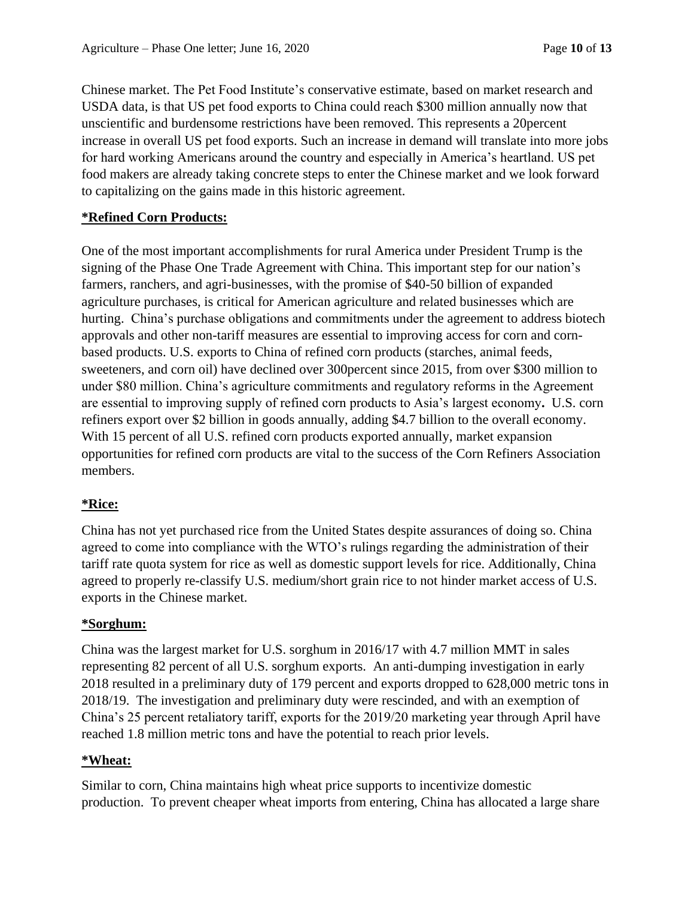Chinese market. The Pet Food Institute's conservative estimate, based on market research and USDA data, is that US pet food exports to China could reach $300 million annually now that unscientific and burdensome restrictions have been removed. This represents a 20percent increase in overall US pet food exports. Such an increase in demand will translate into more jobs for hard working Americans around the country and especially in America's heartland. US pet food makers are already taking concrete steps to enter the Chinese market and we look forward to capitalizing on the gains made in this historic agreement.

**<u>*Refined Corn Products:</u>**

One of the most important accomplishments for rural America under President Trump is the signing of the Phase One Trade Agreement with China. This important step for our nation's farmers, ranchers, and agri-businesses, with the promise of $40-50 billion of expanded agriculture purchases, is critical for American agriculture and related businesses which are hurting. China's purchase obligations and commitments under the agreement to address biotech approvals and other non-tariff measures are essential to improving access for corn and corn-based products. U.S. exports to China of refined corn products (starches, animal feeds, sweeteners, and corn oil) have declined over 300percent since 2015, from over $300 million to under $80 million. China's agriculture commitments and regulatory reforms in the Agreement are essential to improving supply of refined corn products to Asia's largest economy**.** U.S. corn refiners export over $2 billion in goods annually, adding $4.7 billion to the overall economy. With 15 percent of all U.S. refined corn products exported annually, market expansion opportunities for refined corn products are vital to the success of the Corn Refiners Association members.

**<u>*Rice:</u>**

China has not yet purchased rice from the United States despite assurances of doing so. China agreed to come into compliance with the WTO's rulings regarding the administration of their tariff rate quota system for rice as well as domestic support levels for rice. Additionally, China agreed to properly re-classify U.S. medium/short grain rice to not hinder market access of U.S. exports in the Chinese market.

**<u>*Sorghum:</u>**

China was the largest market for U.S. sorghum in 2016/17 with 4.7 million MMT in sales representing 82 percent of all U.S. sorghum exports. An anti-dumping investigation in early 2018 resulted in a preliminary duty of 179 percent and exports dropped to 628,000 metric tons in 2018/19. The investigation and preliminary duty were rescinded, and with an exemption of China's 25 percent retaliatory tariff, exports for the 2019/20 marketing year through April have reached 1.8 million metric tons and have the potential to reach prior levels.

**<u>*Wheat:</u>**

Similar to corn, China maintains high wheat price supports to incentivize domestic production. To prevent cheaper wheat imports from entering, China has allocated a large share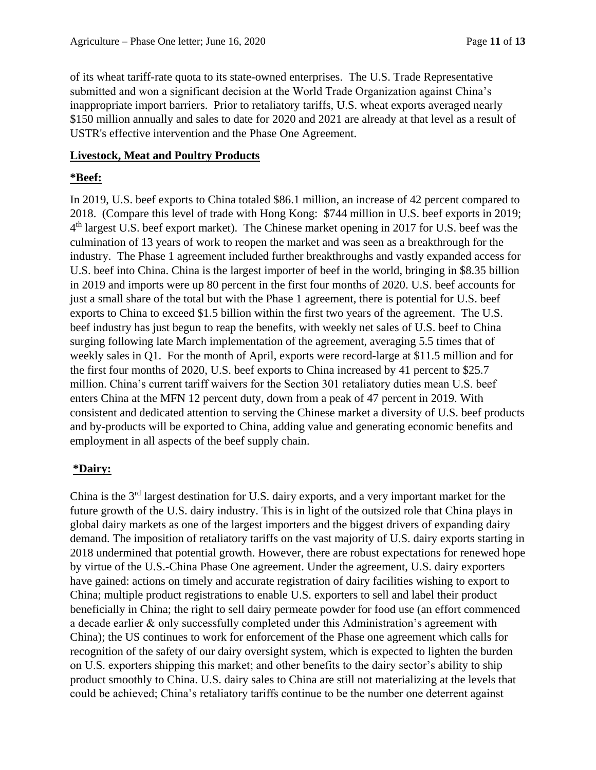of its wheat tariff-rate quota to its state-owned enterprises. The U.S. Trade Representative submitted and won a significant decision at the World Trade Organization against China's inappropriate import barriers. Prior to retaliatory tariffs, U.S. wheat exports averaged nearly $150 million annually and sales to date for 2020 and 2021 are already at that level as a result of USTR's effective intervention and the Phase One Agreement.

## Livestock, Meat and Poultry Products

### *Beef:

In 2019, U.S. beef exports to China totaled $86.1 million, an increase of 42 percent compared to 2018. (Compare this level of trade with Hong Kong: $744 million in U.S. beef exports in 2019; 4th largest U.S. beef export market). The Chinese market opening in 2017 for U.S. beef was the culmination of 13 years of work to reopen the market and was seen as a breakthrough for the industry. The Phase 1 agreement included further breakthroughs and vastly expanded access for U.S. beef into China. China is the largest importer of beef in the world, bringing in $8.35 billion in 2019 and imports were up 80 percent in the first four months of 2020. U.S. beef accounts for just a small share of the total but with the Phase 1 agreement, there is potential for U.S. beef exports to China to exceed $1.5 billion within the first two years of the agreement. The U.S. beef industry has just begun to reap the benefits, with weekly net sales of U.S. beef to China surging following late March implementation of the agreement, averaging 5.5 times that of weekly sales in Q1. For the month of April, exports were record-large at $11.5 million and for the first four months of 2020, U.S. beef exports to China increased by 41 percent to $25.7 million. China's current tariff waivers for the Section 301 retaliatory duties mean U.S. beef enters China at the MFN 12 percent duty, down from a peak of 47 percent in 2019. With consistent and dedicated attention to serving the Chinese market a diversity of U.S. beef products and by-products will be exported to China, adding value and generating economic benefits and employment in all aspects of the beef supply chain.

### *Dairy:

China is the 3rd largest destination for U.S. dairy exports, and a very important market for the future growth of the U.S. dairy industry. This is in light of the outsized role that China plays in global dairy markets as one of the largest importers and the biggest drivers of expanding dairy demand. The imposition of retaliatory tariffs on the vast majority of U.S. dairy exports starting in 2018 undermined that potential growth. However, there are robust expectations for renewed hope by virtue of the U.S.-China Phase One agreement. Under the agreement, U.S. dairy exporters have gained: actions on timely and accurate registration of dairy facilities wishing to export to China; multiple product registrations to enable U.S. exporters to sell and label their product beneficially in China; the right to sell dairy permeate powder for food use (an effort commenced a decade earlier & only successfully completed under this Administration's agreement with China); the US continues to work for enforcement of the Phase one agreement which calls for recognition of the safety of our dairy oversight system, which is expected to lighten the burden on U.S. exporters shipping this market; and other benefits to the dairy sector's ability to ship product smoothly to China. U.S. dairy sales to China are still not materializing at the levels that could be achieved; China's retaliatory tariffs continue to be the number one deterrent against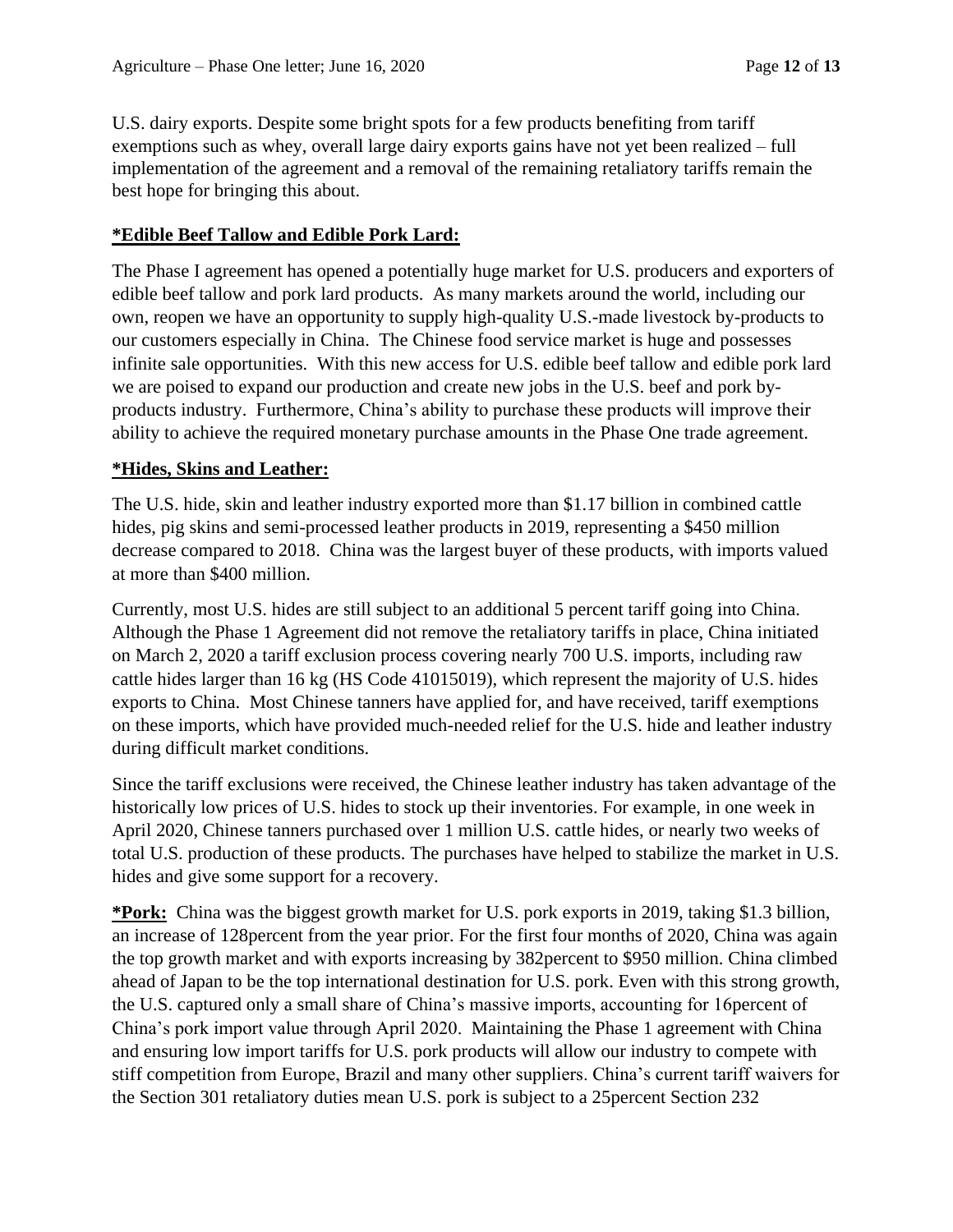U.S. dairy exports. Despite some bright spots for a few products benefiting from tariff exemptions such as whey, overall large dairy exports gains have not yet been realized – full implementation of the agreement and a removal of the remaining retaliatory tariffs remain the best hope for bringing this about.

**<u>*Edible Beef Tallow and Edible Pork Lard:</u>**

The Phase I agreement has opened a potentially huge market for U.S. producers and exporters of edible beef tallow and pork lard products. As many markets around the world, including our own, reopen we have an opportunity to supply high-quality U.S.-made livestock by-products to our customers especially in China. The Chinese food service market is huge and possesses infinite sale opportunities. With this new access for U.S. edible beef tallow and edible pork lard we are poised to expand our production and create new jobs in the U.S. beef and pork by-products industry. Furthermore, China's ability to purchase these products will improve their ability to achieve the required monetary purchase amounts in the Phase One trade agreement.

**<u>*Hides, Skins and Leather:</u>**

The U.S. hide, skin and leather industry exported more than $1.17 billion in combined cattle hides, pig skins and semi-processed leather products in 2019, representing a $450 million decrease compared to 2018. China was the largest buyer of these products, with imports valued at more than $400 million.

Currently, most U.S. hides are still subject to an additional 5 percent tariff going into China. Although the Phase 1 Agreement did not remove the retaliatory tariffs in place, China initiated on March 2, 2020 a tariff exclusion process covering nearly 700 U.S. imports, including raw cattle hides larger than 16 kg (HS Code 41015019), which represent the majority of U.S. hides exports to China. Most Chinese tanners have applied for, and have received, tariff exemptions on these imports, which have provided much-needed relief for the U.S. hide and leather industry during difficult market conditions.

Since the tariff exclusions were received, the Chinese leather industry has taken advantage of the historically low prices of U.S. hides to stock up their inventories. For example, in one week in April 2020, Chinese tanners purchased over 1 million U.S. cattle hides, or nearly two weeks of total U.S. production of these products. The purchases have helped to stabilize the market in U.S. hides and give some support for a recovery.

**<u>*Pork:</u>** China was the biggest growth market for U.S. pork exports in 2019, taking $1.3 billion, an increase of 128percent from the year prior. For the first four months of 2020, China was again the top growth market and with exports increasing by 382percent to $950 million. China climbed ahead of Japan to be the top international destination for U.S. pork. Even with this strong growth, the U.S. captured only a small share of China's massive imports, accounting for 16percent of China's pork import value through April 2020. Maintaining the Phase 1 agreement with China and ensuring low import tariffs for U.S. pork products will allow our industry to compete with stiff competition from Europe, Brazil and many other suppliers. China's current tariff waivers for the Section 301 retaliatory duties mean U.S. pork is subject to a 25percent Section 232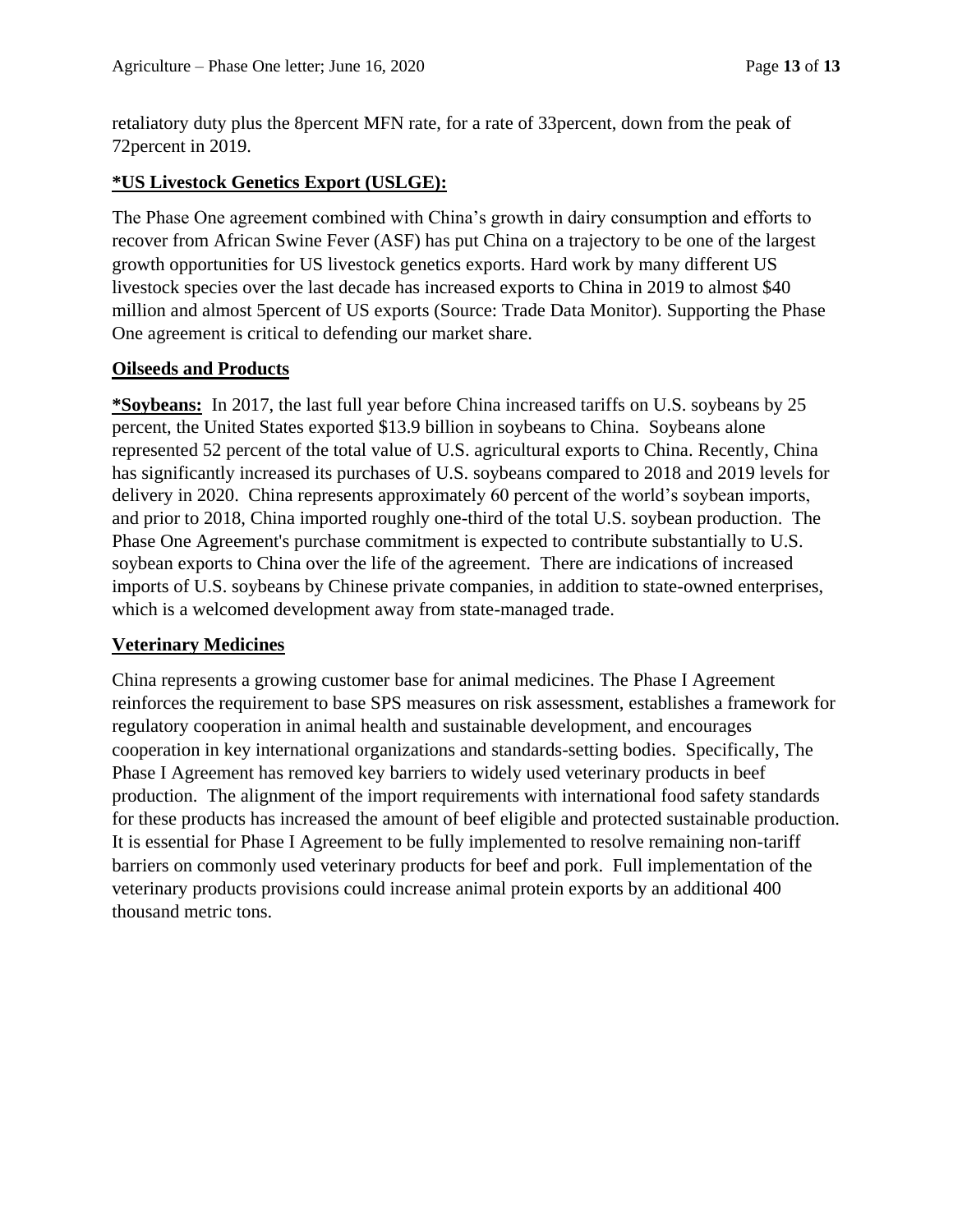retaliatory duty plus the 8percent MFN rate, for a rate of 33percent, down from the peak of 72percent in 2019.

**<u>*US Livestock Genetics Export (USLGE):</u>**

The Phase One agreement combined with China's growth in dairy consumption and efforts to recover from African Swine Fever (ASF) has put China on a trajectory to be one of the largest growth opportunities for US livestock genetics exports. Hard work by many different US livestock species over the last decade has increased exports to China in 2019 to almost $40 million and almost 5percent of US exports (Source: Trade Data Monitor). Supporting the Phase One agreement is critical to defending our market share.

**<u>Oilseeds and Products</u>**

**<u>*Soybeans:</u>** In 2017, the last full year before China increased tariffs on U.S. soybeans by 25 percent, the United States exported $13.9 billion in soybeans to China. Soybeans alone represented 52 percent of the total value of U.S. agricultural exports to China. Recently, China has significantly increased its purchases of U.S. soybeans compared to 2018 and 2019 levels for delivery in 2020. China represents approximately 60 percent of the world's soybean imports, and prior to 2018, China imported roughly one-third of the total U.S. soybean production. The Phase One Agreement's purchase commitment is expected to contribute substantially to U.S. soybean exports to China over the life of the agreement. There are indications of increased imports of U.S. soybeans by Chinese private companies, in addition to state-owned enterprises, which is a welcomed development away from state-managed trade.

**<u>Veterinary Medicines</u>**

China represents a growing customer base for animal medicines. The Phase I Agreement reinforces the requirement to base SPS measures on risk assessment, establishes a framework for regulatory cooperation in animal health and sustainable development, and encourages cooperation in key international organizations and standards-setting bodies. Specifically, The Phase I Agreement has removed key barriers to widely used veterinary products in beef production. The alignment of the import requirements with international food safety standards for these products has increased the amount of beef eligible and protected sustainable production. It is essential for Phase I Agreement to be fully implemented to resolve remaining non-tariff barriers on commonly used veterinary products for beef and pork. Full implementation of the veterinary products provisions could increase animal protein exports by an additional 400 thousand metric tons.